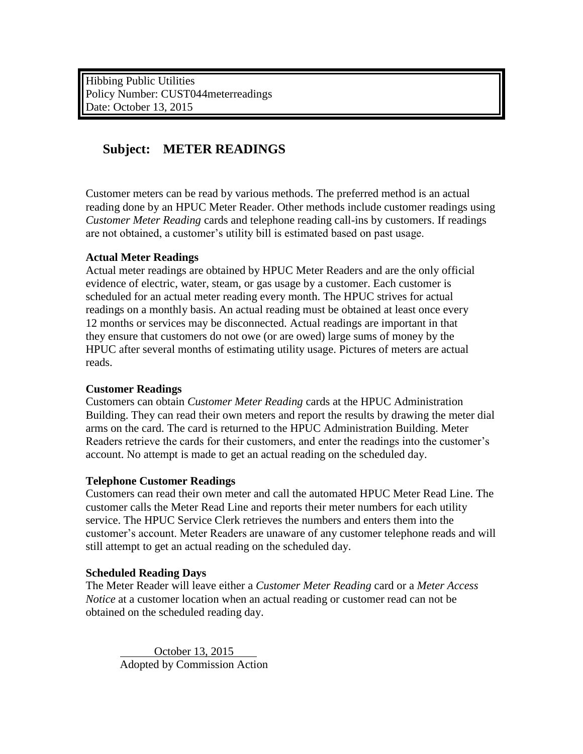Hibbing Public Utilities
Policy Number: CUST044meterreadings
Date: October 13, 2015

## Subject: METER READINGS

Customer meters can be read by various methods. The preferred method is an actual reading done by an HPUC Meter Reader. Other methods include customer readings using *Customer Meter Reading* cards and telephone reading call-ins by customers. If readings are not obtained, a customer's utility bill is estimated based on past usage.

**Actual Meter Readings**
Actual meter readings are obtained by HPUC Meter Readers and are the only official evidence of electric, water, steam, or gas usage by a customer. Each customer is scheduled for an actual meter reading every month. The HPUC strives for actual readings on a monthly basis. An actual reading must be obtained at least once every 12 months or services may be disconnected. Actual readings are important in that they ensure that customers do not owe (or are owed) large sums of money by the HPUC after several months of estimating utility usage. Pictures of meters are actual reads.

**Customer Readings**
Customers can obtain *Customer Meter Reading* cards at the HPUC Administration Building. They can read their own meters and report the results by drawing the meter dial arms on the card. The card is returned to the HPUC Administration Building. Meter Readers retrieve the cards for their customers, and enter the readings into the customer's account. No attempt is made to get an actual reading on the scheduled day.

**Telephone Customer Readings**
Customers can read their own meter and call the automated HPUC Meter Read Line. The customer calls the Meter Read Line and reports their meter numbers for each utility service. The HPUC Service Clerk retrieves the numbers and enters them into the customer's account. Meter Readers are unaware of any customer telephone reads and will still attempt to get an actual reading on the scheduled day.

**Scheduled Reading Days**
The Meter Reader will leave either a *Customer Meter Reading* card or a *Meter Access Notice* at a customer location when an actual reading or customer read can not be obtained on the scheduled reading day.

October 13, 2015
Adopted by Commission Action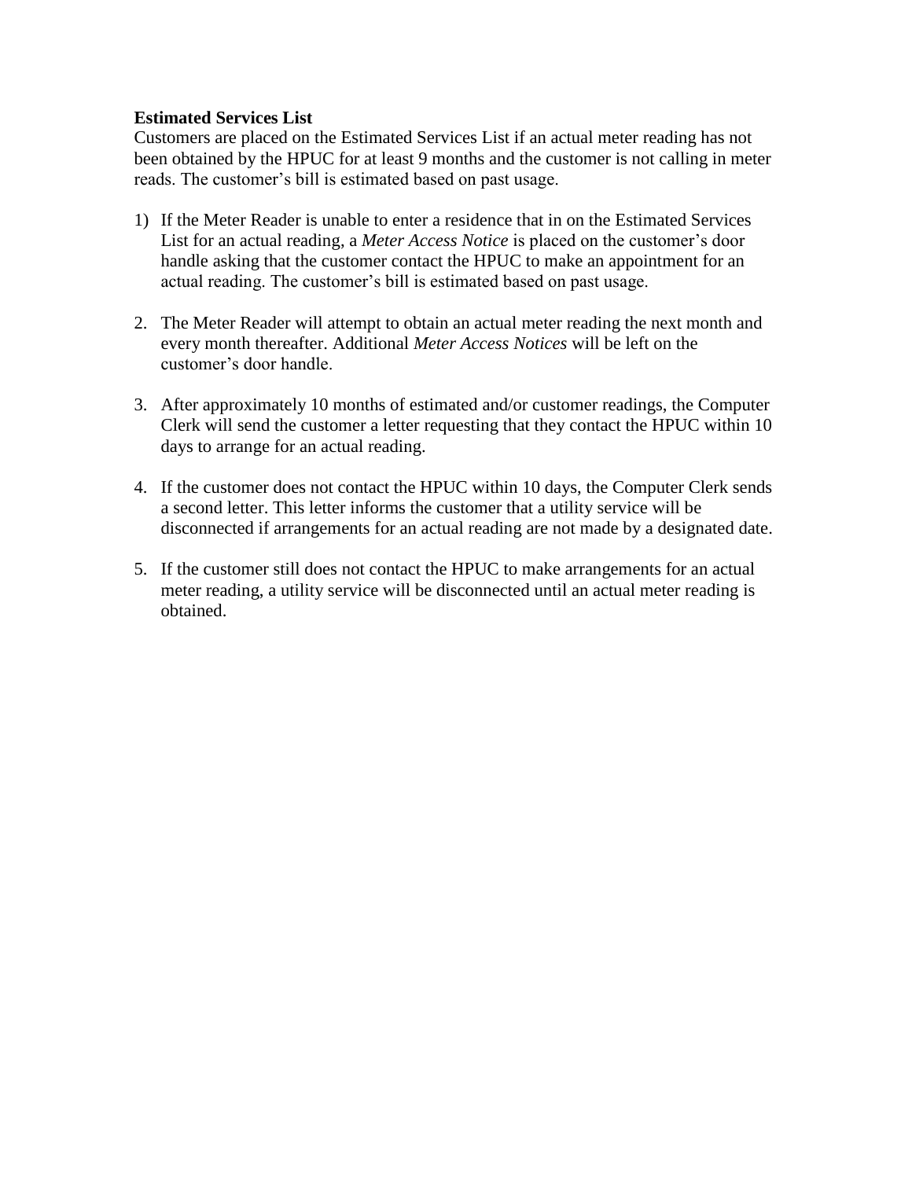**Estimated Services List**

Customers are placed on the Estimated Services List if an actual meter reading has not been obtained by the HPUC for at least 9 months and the customer is not calling in meter reads. The customer's bill is estimated based on past usage.

1) If the Meter Reader is unable to enter a residence that in on the Estimated Services List for an actual reading, a *Meter Access Notice* is placed on the customer's door handle asking that the customer contact the HPUC to make an appointment for an actual reading. The customer's bill is estimated based on past usage.

2. The Meter Reader will attempt to obtain an actual meter reading the next month and every month thereafter. Additional *Meter Access Notices* will be left on the customer's door handle.

3. After approximately 10 months of estimated and/or customer readings, the Computer Clerk will send the customer a letter requesting that they contact the HPUC within 10 days to arrange for an actual reading.

4. If the customer does not contact the HPUC within 10 days, the Computer Clerk sends a second letter. This letter informs the customer that a utility service will be disconnected if arrangements for an actual reading are not made by a designated date.

5. If the customer still does not contact the HPUC to make arrangements for an actual meter reading, a utility service will be disconnected until an actual meter reading is obtained.